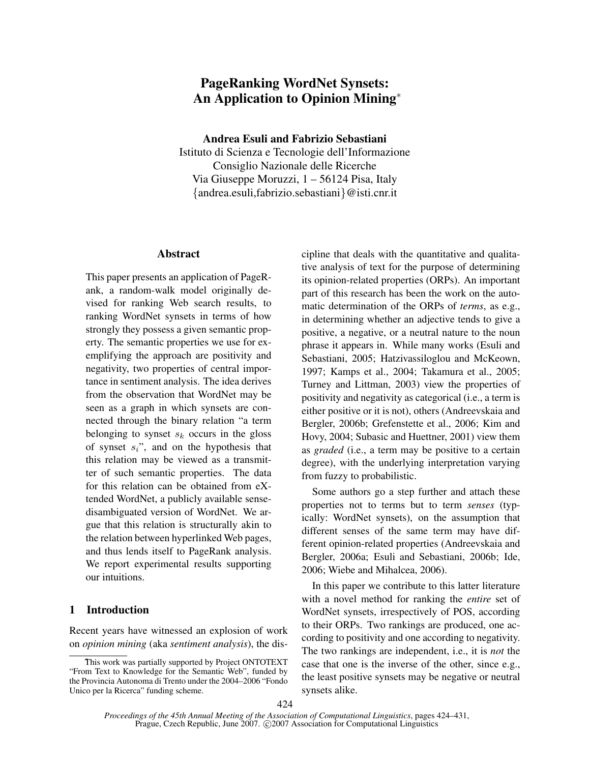# PageRanking WordNet Synsets: An Application to Opinion Mining*

**Andrea Esuli and Fabrizio Sebastiani**
Istituto di Scienza e Tecnologie dell'Informazione
Consiglio Nazionale delle Ricerche
Via Giuseppe Moruzzi, 1 – 56124 Pisa, Italy
{andrea.esuli,fabrizio.sebastiani}@isti.cnr.it

## Abstract

This paper presents an application of PageRank, a random-walk model originally devised for ranking Web search results, to ranking WordNet synsets in terms of how strongly they possess a given semantic property. The semantic properties we use for exemplifying the approach are positivity and negativity, two properties of central importance in sentiment analysis. The idea derives from the observation that WordNet may be seen as a graph in which synsets are connected through the binary relation "a term belonging to synset $s_k$ occurs in the gloss of synset $s_i$", and on the hypothesis that this relation may be viewed as a transmitter of such semantic properties. The data for this relation can be obtained from eXtended WordNet, a publicly available sense-disambiguated version of WordNet. We argue that this relation is structurally akin to the relation between hyperlinked Web pages, and thus lends itself to PageRank analysis. We report experimental results supporting our intuitions.

## 1 Introduction

Recent years have witnessed an explosion of work on *opinion mining* (aka *sentiment analysis*), the discipline that deals with the quantitative and qualitative analysis of text for the purpose of determining its opinion-related properties (ORPs). An important part of this research has been the work on the automatic determination of the ORPs of *terms*, as e.g., in determining whether an adjective tends to give a positive, a negative, or a neutral nature to the noun phrase it appears in. While many works (Esuli and Sebastiani, 2005; Hatzivassiloglou and McKeown, 1997; Kamps et al., 2004; Takamura et al., 2005; Turney and Littman, 2003) view the properties of positivity and negativity as categorical (i.e., a term is either positive or it is not), others (Andreevskaia and Bergler, 2006b; Grefenstette et al., 2006; Kim and Hovy, 2004; Subasic and Huettner, 2001) view them as *graded* (i.e., a term may be positive to a certain degree), with the underlying interpretation varying from fuzzy to probabilistic.

Some authors go a step further and attach these properties not to terms but to term *senses* (typically: WordNet synsets), on the assumption that different senses of the same term may have different opinion-related properties (Andreevskaia and Bergler, 2006a; Esuli and Sebastiani, 2006b; Ide, 2006; Wiebe and Mihalcea, 2006).

In this paper we contribute to this latter literature with a novel method for ranking the *entire* set of WordNet synsets, irrespectively of POS, according to their ORPs. Two rankings are produced, one according to positivity and one according to negativity. The two rankings are independent, i.e., it is *not* the case that one is the inverse of the other, since e.g., the least positive synsets may be negative or neutral synsets alike.

*This work was partially supported by Project ONTOTEXT "From Text to Knowledge for the Semantic Web", funded by the Provincia Autonoma di Trento under the 2004–2006 "Fondo Unico per la Ricerca" funding scheme.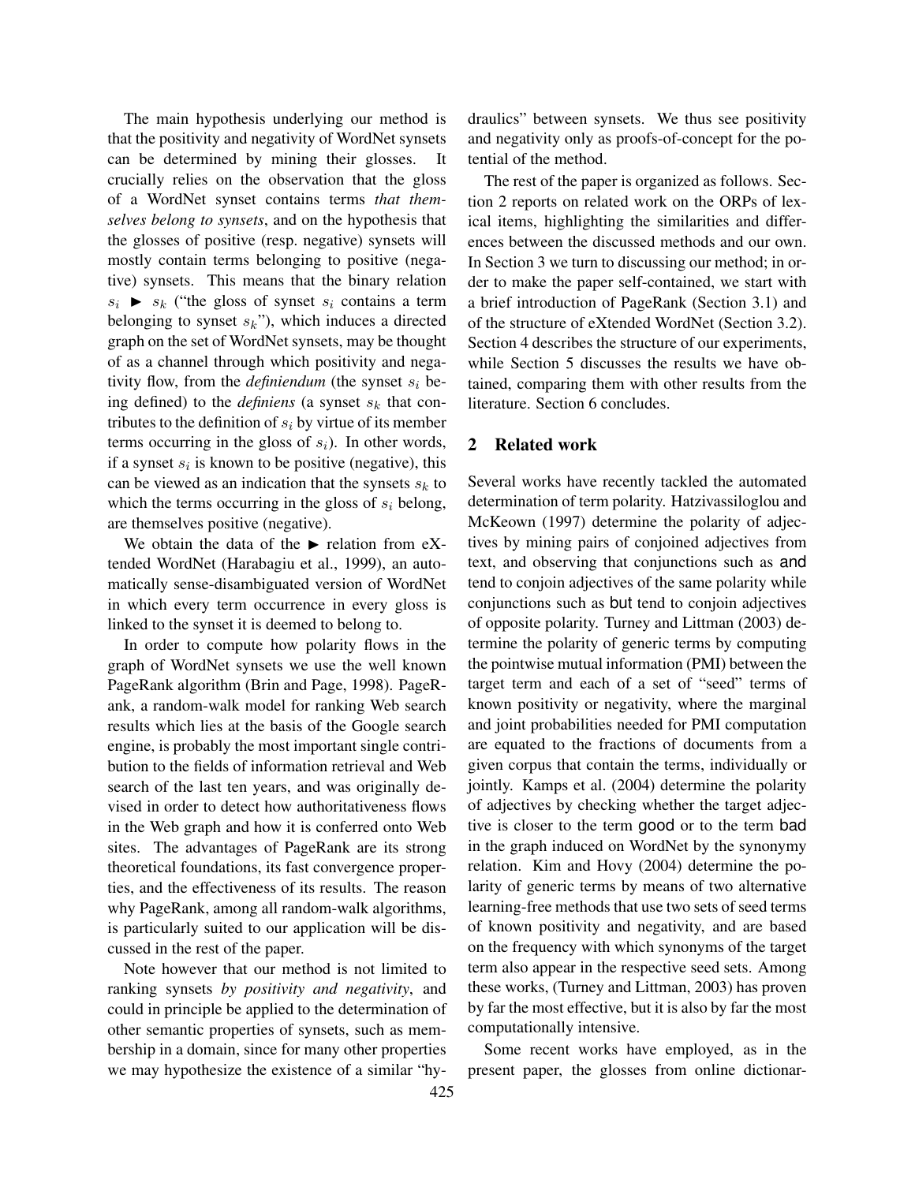The main hypothesis underlying our method is that the positivity and negativity of WordNet synsets can be determined by mining their glosses. It crucially relies on the observation that the gloss of a WordNet synset contains terms *that themselves belong to synsets*, and on the hypothesis that the glosses of positive (resp. negative) synsets will mostly contain terms belonging to positive (negative) synsets. This means that the binary relation $s_i \blacktriangleright s_k$ ("the gloss of synset $s_i$ contains a term belonging to synset $s_k$"), which induces a directed graph on the set of WordNet synsets, may be thought of as a channel through which positivity and negativity flow, from the *definiendum* (the synset $s_i$ being defined) to the *definiens* (a synset $s_k$ that contributes to the definition of $s_i$ by virtue of its member terms occurring in the gloss of $s_i$). In other words, if a synset $s_i$ is known to be positive (negative), this can be viewed as an indication that the synsets $s_k$ to which the terms occurring in the gloss of $s_i$ belong, are themselves positive (negative).

We obtain the data of the $\blacktriangleright$ relation from eXtended WordNet (Harabagiu et al., 1999), an automatically sense-disambiguated version of WordNet in which every term occurrence in every gloss is linked to the synset it is deemed to belong to.

In order to compute how polarity flows in the graph of WordNet synsets we use the well known PageRank algorithm (Brin and Page, 1998). PageRank, a random-walk model for ranking Web search results which lies at the basis of the Google search engine, is probably the most important single contribution to the fields of information retrieval and Web search of the last ten years, and was originally devised in order to detect how authoritativeness flows in the Web graph and how it is conferred onto Web sites. The advantages of PageRank are its strong theoretical foundations, its fast convergence properties, and the effectiveness of its results. The reason why PageRank, among all random-walk algorithms, is particularly suited to our application will be discussed in the rest of the paper.

Note however that our method is not limited to ranking synsets *by positivity and negativity*, and could in principle be applied to the determination of other semantic properties of synsets, such as membership in a domain, since for many other properties we may hypothesize the existence of a similar "hydraulics" between synsets. We thus see positivity and negativity only as proofs-of-concept for the potential of the method.

The rest of the paper is organized as follows. Section 2 reports on related work on the ORPs of lexical items, highlighting the similarities and differences between the discussed methods and our own. In Section 3 we turn to discussing our method; in order to make the paper self-contained, we start with a brief introduction of PageRank (Section 3.1) and of the structure of eXtended WordNet (Section 3.2). Section 4 describes the structure of our experiments, while Section 5 discusses the results we have obtained, comparing them with other results from the literature. Section 6 concludes.

## 2 Related work

Several works have recently tackled the automated determination of term polarity. Hatzivassiloglou and McKeown (1997) determine the polarity of adjectives by mining pairs of conjoined adjectives from text, and observing that conjunctions such as and tend to conjoin adjectives of the same polarity while conjunctions such as but tend to conjoin adjectives of opposite polarity. Turney and Littman (2003) determine the polarity of generic terms by computing the pointwise mutual information (PMI) between the target term and each of a set of "seed" terms of known positivity or negativity, where the marginal and joint probabilities needed for PMI computation are equated to the fractions of documents from a given corpus that contain the terms, individually or jointly. Kamps et al. (2004) determine the polarity of adjectives by checking whether the target adjective is closer to the term good or to the term bad in the graph induced on WordNet by the synonymy relation. Kim and Hovy (2004) determine the polarity of generic terms by means of two alternative learning-free methods that use two sets of seed terms of known positivity and negativity, and are based on the frequency with which synonyms of the target term also appear in the respective seed sets. Among these works, (Turney and Littman, 2003) has proven by far the most effective, but it is also by far the most computationally intensive.

Some recent works have employed, as in the present paper, the glosses from online dictionar-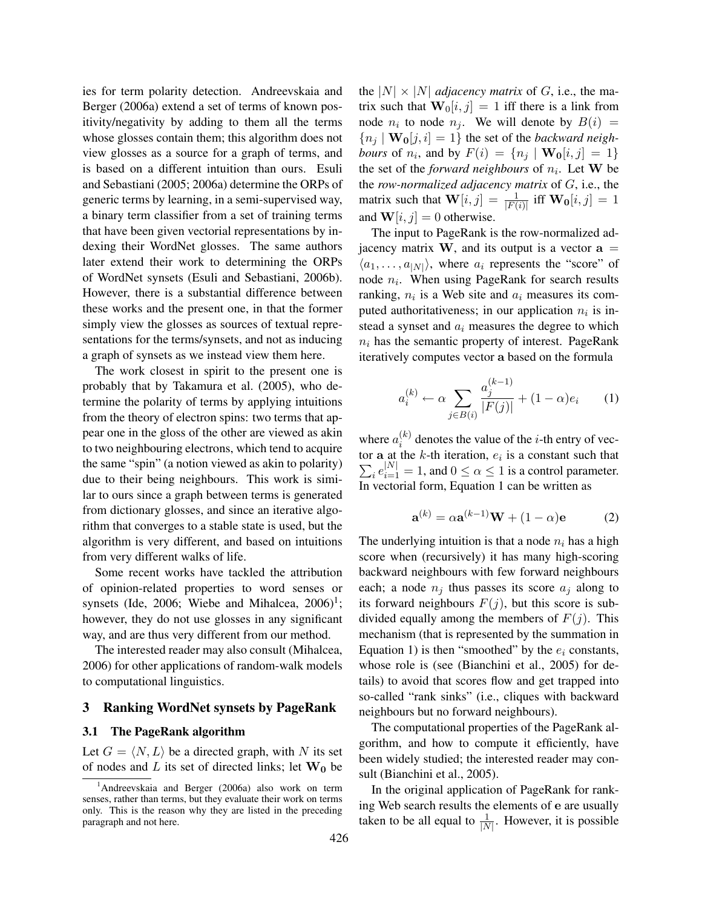ies for term polarity detection. Andreevskaia and Berger (2006a) extend a set of terms of known positivity/negativity by adding to them all the terms whose glosses contain them; this algorithm does not view glosses as a source for a graph of terms, and is based on a different intuition than ours. Esuli and Sebastiani (2005; 2006a) determine the ORPs of generic terms by learning, in a semi-supervised way, a binary term classifier from a set of training terms that have been given vectorial representations by indexing their WordNet glosses. The same authors later extend their work to determining the ORPs of WordNet synsets (Esuli and Sebastiani, 2006b). However, there is a substantial difference between these works and the present one, in that the former simply view the glosses as sources of textual representations for the terms/synsets, and not as inducing a graph of synsets as we instead view them here.

The work closest in spirit to the present one is probably that by Takamura et al. (2005), who determine the polarity of terms by applying intuitions from the theory of electron spins: two terms that appear one in the gloss of the other are viewed as akin to two neighbouring electrons, which tend to acquire the same "spin" (a notion viewed as akin to polarity) due to their being neighbours. This work is similar to ours since a graph between terms is generated from dictionary glosses, and since an iterative algorithm that converges to a stable state is used, but the algorithm is very different, and based on intuitions from very different walks of life.

Some recent works have tackled the attribution of opinion-related properties to word senses or synsets (Ide, 2006; Wiebe and Mihalcea, 2006)[1]; however, they do not use glosses in any significant way, and are thus very different from our method.

The interested reader may also consult (Mihalcea, 2006) for other applications of random-walk models to computational linguistics.

## 3 Ranking WordNet synsets by PageRank

### 3.1 The PageRank algorithm

Let $G = \langle N, L \rangle$ be a directed graph, with $N$ its set of nodes and $L$ its set of directed links; let $\mathbf{W_0}$ be the $|N| \times |N|$ *adjacency matrix* of $G$, i.e., the matrix such that $\mathbf{W}_0[i, j] = 1$ iff there is a link from node $n_i$ to node $n_j$. We will denote by $B(i) = \{n_j \mid \mathbf{W_0}[j, i] = 1\}$ the set of the *backward neighbours* of $n_i$, and by $F(i) = \{n_j \mid \mathbf{W_0}[i, j] = 1\}$ the set of the *forward neighbours* of $n_i$. Let $\mathbf{W}$ be the *row-normalized adjacency matrix* of $G$, i.e., the matrix such that $\mathbf{W}[i, j] = \frac{1}{|F(i)|}$ iff $\mathbf{W_0}[i, j] = 1$ and $\mathbf{W}[i, j] = 0$ otherwise.

The input to PageRank is the row-normalized adjacency matrix $\mathbf{W}$, and its output is a vector $\mathbf{a} = \langle a_1, \ldots, a_{|N|} \rangle$, where $a_i$ represents the "score" of node $n_i$. When using PageRank for search results ranking, $n_i$ is a Web site and $a_i$ measures its computed authoritativeness; in our application $n_i$ is instead a synset and $a_i$ measures the degree to which $n_i$ has the semantic property of interest. PageRank iteratively computes vector $\mathbf{a}$ based on the formula

$$a_i^{(k)} \leftarrow \alpha \sum_{j \in B(i)} \frac{a_j^{(k-1)}}{|F(j)|} + (1 - \alpha) e_i \qquad (1)$$

where $a_i^{(k)}$ denotes the value of the $i$-th entry of vector $\mathbf{a}$ at the $k$-th iteration, $e_i$ is a constant such that $\sum_i e_{i=1}^{|N|} = 1$, and $0 \leq \alpha \leq 1$ is a control parameter. In vectorial form, Equation 1 can be written as

$$\mathbf{a}^{(k)} = \alpha \mathbf{a}^{(k-1)} \mathbf{W} + (1 - \alpha) \mathbf{e} \qquad (2)$$

The underlying intuition is that a node $n_i$ has a high score when (recursively) it has many high-scoring backward neighbours with few forward neighbours each; a node $n_j$ thus passes its score $a_j$ along to its forward neighbours $F(j)$, but this score is subdivided equally among the members of $F(j)$. This mechanism (that is represented by the summation in Equation 1) is then "smoothed" by the $e_i$ constants, whose role is (see (Bianchini et al., 2005) for details) to avoid that scores flow and get trapped into so-called "rank sinks" (i.e., cliques with backward neighbours but no forward neighbours).

The computational properties of the PageRank algorithm, and how to compute it efficiently, have been widely studied; the interested reader may consult (Bianchini et al., 2005).

In the original application of PageRank for ranking Web search results the elements of $\mathbf{e}$ are usually taken to be all equal to $\frac{1}{|N|}$. However, it is possible

[1] Andreevskaia and Berger (2006a) also work on term senses, rather than terms, but they evaluate their work on terms only. This is the reason why they are listed in the preceding paragraph and not here.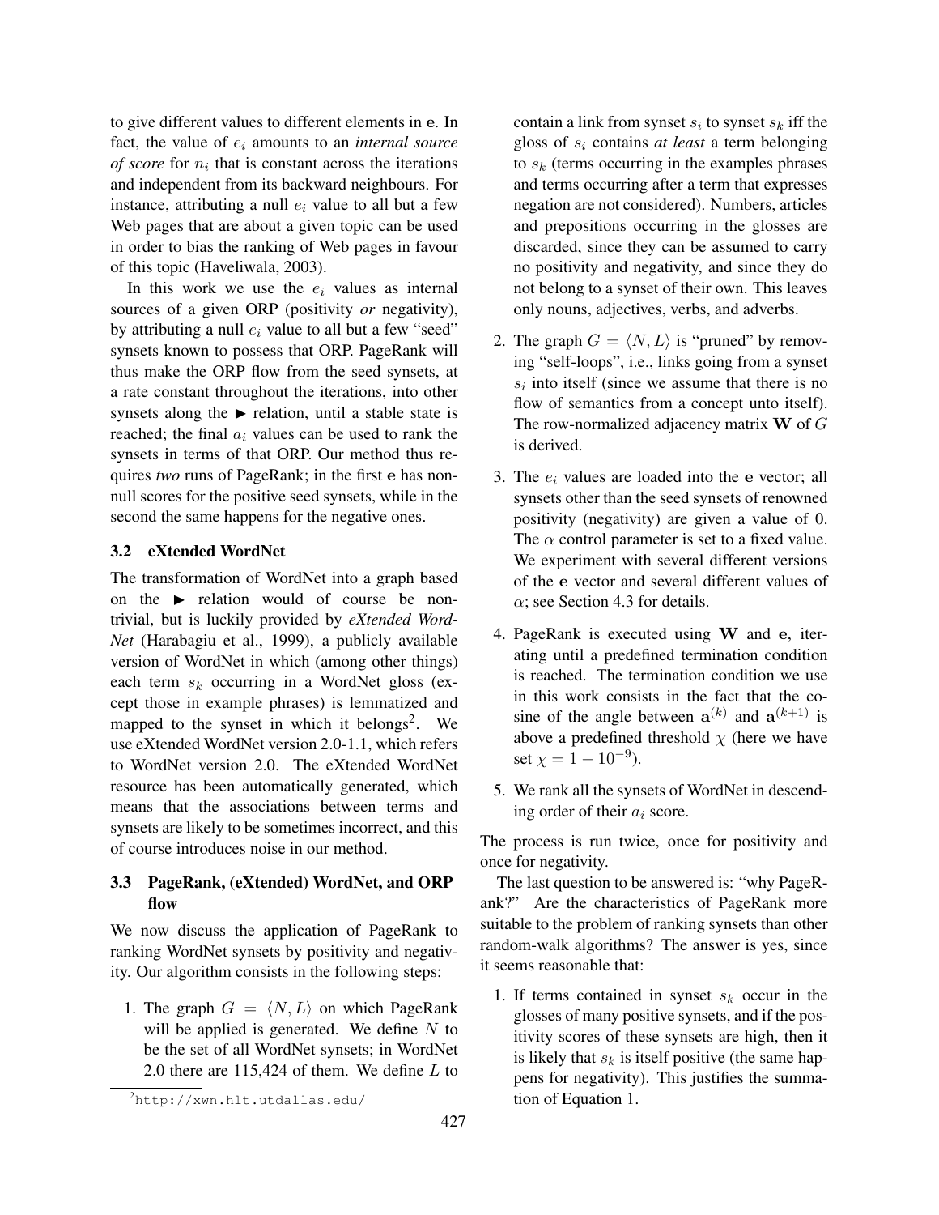to give different values to different elements in $\mathbf{e}$. In fact, the value of $e_i$ amounts to an *internal source of score* for $n_i$ that is constant across the iterations and independent from its backward neighbours. For instance, attributing a null $e_i$ value to all but a few Web pages that are about a given topic can be used in order to bias the ranking of Web pages in favour of this topic (Haveliwala, 2003).

In this work we use the $e_i$ values as internal sources of a given ORP (positivity *or* negativity), by attributing a null $e_i$ value to all but a few "seed" synsets known to possess that ORP. PageRank will thus make the ORP flow from the seed synsets, at a rate constant throughout the iterations, into other synsets along the ► relation, until a stable state is reached; the final $a_i$ values can be used to rank the synsets in terms of that ORP. Our method thus requires *two* runs of PageRank; in the first $\mathbf{e}$ has non-null scores for the positive seed synsets, while in the second the same happens for the negative ones.

### 3.2 eXtended WordNet

The transformation of WordNet into a graph based on the ► relation would of course be non-trivial, but is luckily provided by *eXtended WordNet* (Harabagiu et al., 1999), a publicly available version of WordNet in which (among other things) each term $s_k$ occurring in a WordNet gloss (except those in example phrases) is lemmatized and mapped to the synset in which it belongs[2]. We use eXtended WordNet version 2.0-1.1, which refers to WordNet version 2.0. The eXtended WordNet resource has been automatically generated, which means that the associations between terms and synsets are likely to be sometimes incorrect, and this of course introduces noise in our method.

### 3.3 PageRank, (eXtended) WordNet, and ORP flow

We now discuss the application of PageRank to ranking WordNet synsets by positivity and negativity. Our algorithm consists in the following steps:

1. The graph $G = \langle N, L \rangle$ on which PageRank will be applied is generated. We define $N$ to be the set of all WordNet synsets; in WordNet 2.0 there are 115,424 of them. We define $L$ to contain a link from synset $s_i$ to synset $s_k$ iff the gloss of $s_i$ contains *at least* a term belonging to $s_k$ (terms occurring in the examples phrases and terms occurring after a term that expresses negation are not considered). Numbers, articles and prepositions occurring in the glosses are discarded, since they can be assumed to carry no positivity and negativity, and since they do not belong to a synset of their own. This leaves only nouns, adjectives, verbs, and adverbs.
2. The graph $G = \langle N, L \rangle$ is "pruned" by removing "self-loops", i.e., links going from a synset $s_i$ into itself (since we assume that there is no flow of semantics from a concept unto itself). The row-normalized adjacency matrix $\mathbf{W}$ of $G$ is derived.
3. The $e_i$ values are loaded into the $\mathbf{e}$ vector; all synsets other than the seed synsets of renowned positivity (negativity) are given a value of 0. The $\alpha$ control parameter is set to a fixed value. We experiment with several different versions of the $\mathbf{e}$ vector and several different values of $\alpha$; see Section 4.3 for details.
4. PageRank is executed using $\mathbf{W}$ and $\mathbf{e}$, iterating until a predefined termination condition is reached. The termination condition we use in this work consists in the fact that the cosine of the angle between $\mathbf{a}^{(k)}$ and $\mathbf{a}^{(k+1)}$ is above a predefined threshold $\chi$ (here we have set $\chi = 1 - 10^{-9}$).
5. We rank all the synsets of WordNet in descending order of their $a_i$ score.

The process is run twice, once for positivity and once for negativity.

The last question to be answered is: "why PageRank?" Are the characteristics of PageRank more suitable to the problem of ranking synsets than other random-walk algorithms? The answer is yes, since it seems reasonable that:

1. If terms contained in synset $s_k$ occur in the glosses of many positive synsets, and if the positivity scores of these synsets are high, then it is likely that $s_k$ is itself positive (the same happens for negativity). This justifies the summation of Equation 1.

[2] http://xwn.hlt.utdallas.edu/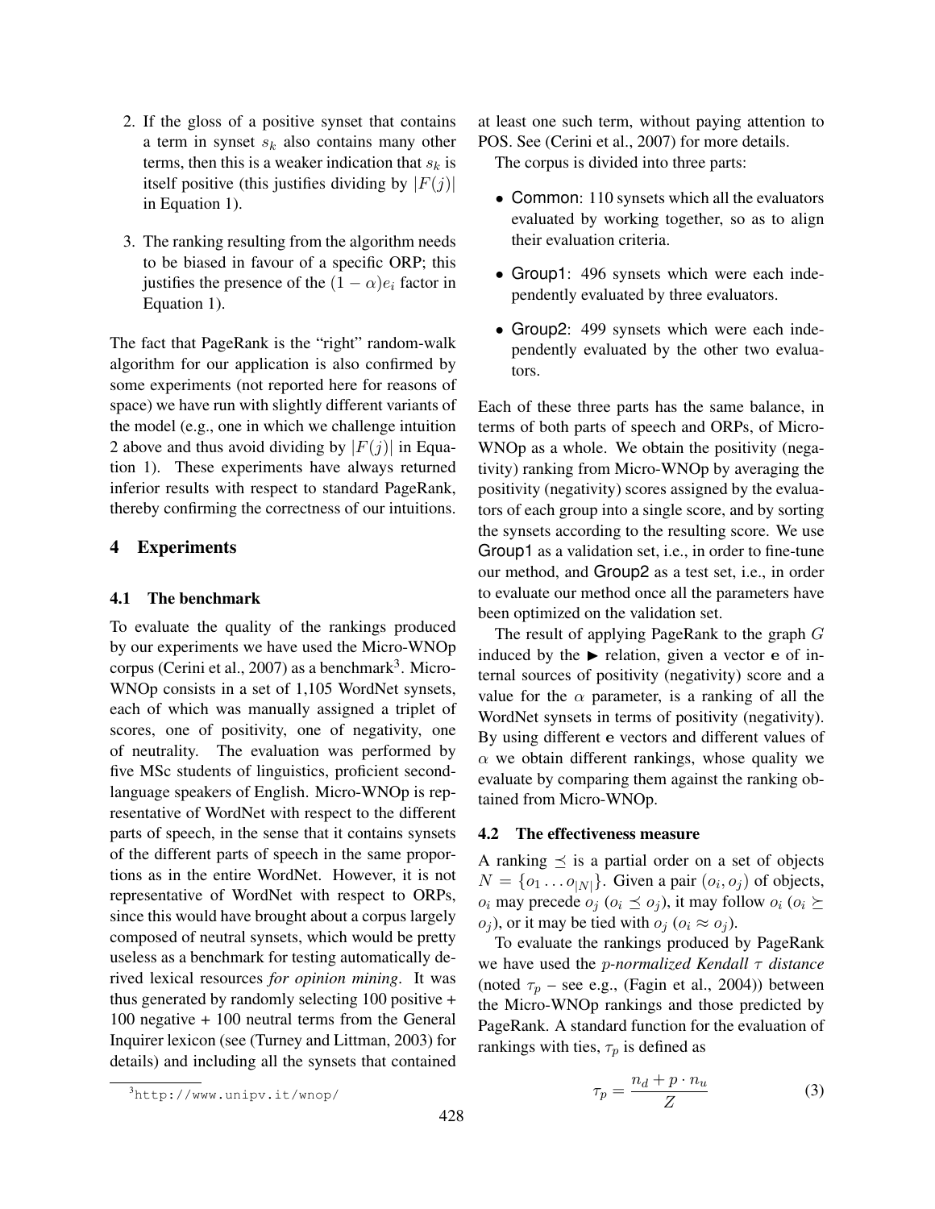2. If the gloss of a positive synset that contains a term in synset $s_k$ also contains many other terms, then this is a weaker indication that $s_k$ is itself positive (this justifies dividing by $|F(j)|$ in Equation 1).

3. The ranking resulting from the algorithm needs to be biased in favour of a specific ORP; this justifies the presence of the $(1-\alpha)e_i$ factor in Equation 1).

The fact that PageRank is the "right" random-walk algorithm for our application is also confirmed by some experiments (not reported here for reasons of space) we have run with slightly different variants of the model (e.g., one in which we challenge intuition 2 above and thus avoid dividing by $|F(j)|$ in Equation 1). These experiments have always returned inferior results with respect to standard PageRank, thereby confirming the correctness of our intuitions.

## 4 Experiments

### 4.1 The benchmark

To evaluate the quality of the rankings produced by our experiments we have used the Micro-WNOp corpus (Cerini et al., 2007) as a benchmark[3]. Micro-WNOp consists in a set of 1,105 WordNet synsets, each of which was manually assigned a triplet of scores, one of positivity, one of negativity, one of neutrality. The evaluation was performed by five MSc students of linguistics, proficient second-language speakers of English. Micro-WNOp is representative of WordNet with respect to the different parts of speech, in the sense that it contains synsets of the different parts of speech in the same proportions as in the entire WordNet. However, it is not representative of WordNet with respect to ORPs, since this would have brought about a corpus largely composed of neutral synsets, which would be pretty useless as a benchmark for testing automatically derived lexical resources *for opinion mining*. It was thus generated by randomly selecting 100 positive + 100 negative + 100 neutral terms from the General Inquirer lexicon (see (Turney and Littman, 2003) for details) and including all the synsets that contained at least one such term, without paying attention to POS. See (Cerini et al., 2007) for more details.

The corpus is divided into three parts:

- Common: 110 synsets which all the evaluators evaluated by working together, so as to align their evaluation criteria.
- Group1: 496 synsets which were each independently evaluated by three evaluators.
- Group2: 499 synsets which were each independently evaluated by the other two evaluators.

Each of these three parts has the same balance, in terms of both parts of speech and ORPs, of Micro-WNOp as a whole. We obtain the positivity (negativity) ranking from Micro-WNOp by averaging the positivity (negativity) scores assigned by the evaluators of each group into a single score, and by sorting the synsets according to the resulting score. We use Group1 as a validation set, i.e., in order to fine-tune our method, and Group2 as a test set, i.e., in order to evaluate our method once all the parameters have been optimized on the validation set.

The result of applying PageRank to the graph $G$ induced by the $\blacktriangleright$ relation, given a vector $\mathbf{e}$ of internal sources of positivity (negativity) score and a value for the $\alpha$ parameter, is a ranking of all the WordNet synsets in terms of positivity (negativity). By using different $\mathbf{e}$ vectors and different values of $\alpha$ we obtain different rankings, whose quality we evaluate by comparing them against the ranking obtained from Micro-WNOp.

### 4.2 The effectiveness measure

A ranking $\preceq$ is a partial order on a set of objects $N = \{o_1 \ldots o_{|N|}\}$. Given a pair $(o_i, o_j)$ of objects, $o_i$ may precede $o_j$ ($o_i \preceq o_j$), it may follow $o_i$ ($o_i \succeq o_j$), or it may be tied with $o_j$ ($o_i \approx o_j$).

To evaluate the rankings produced by PageRank we have used the *p-normalized Kendall $\tau$ distance* (noted $\tau_p$ – see e.g., (Fagin et al., 2004)) between the Micro-WNOp rankings and those predicted by PageRank. A standard function for the evaluation of rankings with ties, $\tau_p$ is defined as

$$\tau_p = \frac{n_d + p \cdot n_u}{Z} \tag{3}$$

[3] http://www.unipv.it/wnop/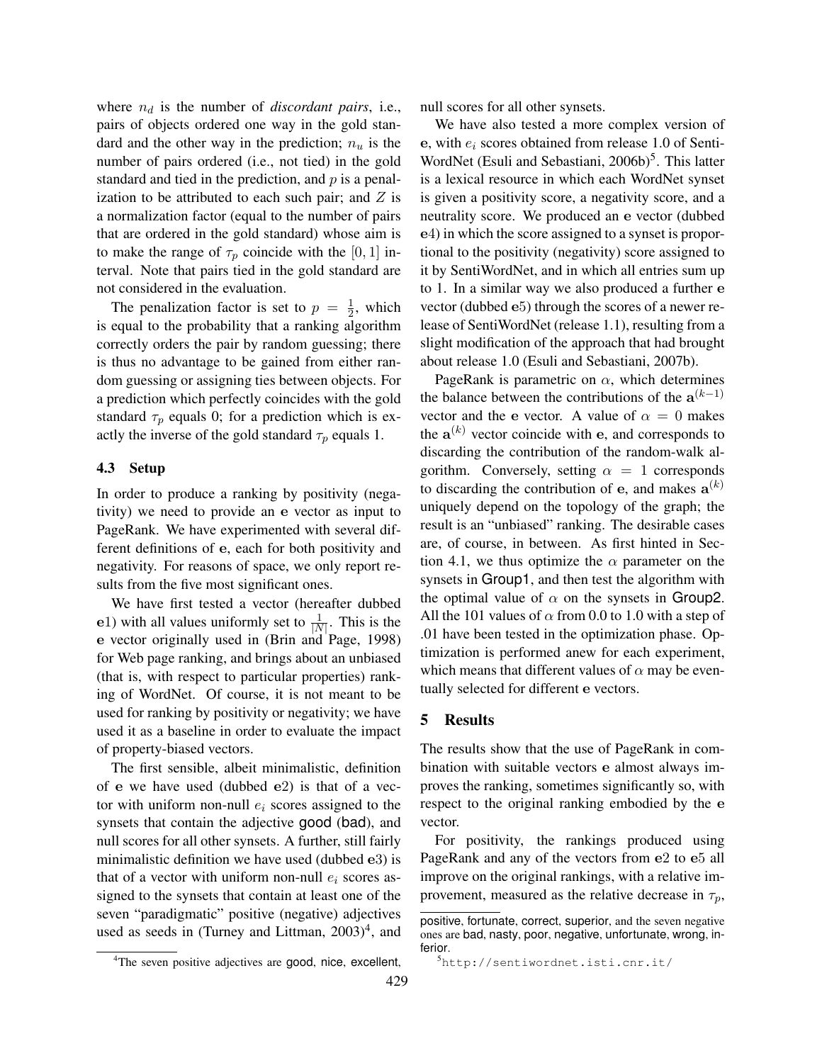where $n_d$ is the number of *discordant pairs*, i.e., pairs of objects ordered one way in the gold standard and the other way in the prediction; $n_u$ is the number of pairs ordered (i.e., not tied) in the gold standard and tied in the prediction, and $p$ is a penalization to be attributed to each such pair; and $Z$ is a normalization factor (equal to the number of pairs that are ordered in the gold standard) whose aim is to make the range of $\tau_p$ coincide with the $[0, 1]$ interval. Note that pairs tied in the gold standard are not considered in the evaluation.

The penalization factor is set to $p = \frac{1}{2}$, which is equal to the probability that a ranking algorithm correctly orders the pair by random guessing; there is thus no advantage to be gained from either random guessing or assigning ties between objects. For a prediction which perfectly coincides with the gold standard $\tau_p$ equals 0; for a prediction which is exactly the inverse of the gold standard $\tau_p$ equals 1.

### 4.3 Setup

In order to produce a ranking by positivity (negativity) we need to provide an $\mathbf{e}$ vector as input to PageRank. We have experimented with several different definitions of $\mathbf{e}$, each for both positivity and negativity. For reasons of space, we only report results from the five most significant ones.

We have first tested a vector (hereafter dubbed $\mathbf{e}1$) with all values uniformly set to $\frac{1}{|N|}$. This is the $\mathbf{e}$ vector originally used in (Brin and Page, 1998) for Web page ranking, and brings about an unbiased (that is, with respect to particular properties) ranking of WordNet. Of course, it is not meant to be used for ranking by positivity or negativity; we have used it as a baseline in order to evaluate the impact of property-biased vectors.

The first sensible, albeit minimalistic, definition of $\mathbf{e}$ we have used (dubbed $\mathbf{e}2$) is that of a vector with uniform non-null $e_i$ scores assigned to the synsets that contain the adjective good (bad), and null scores for all other synsets. A further, still fairly minimalistic definition we have used (dubbed $\mathbf{e}3$) is that of a vector with uniform non-null $e_i$ scores assigned to the synsets that contain at least one of the seven "paradigmatic" positive (negative) adjectives used as seeds in (Turney and Littman, 2003)[4], and null scores for all other synsets.

We have also tested a more complex version of $\mathbf{e}$, with $e_i$ scores obtained from release 1.0 of SentiWordNet (Esuli and Sebastiani, 2006b)[5]. This latter is a lexical resource in which each WordNet synset is given a positivity score, a negativity score, and a neutrality score. We produced an $\mathbf{e}$ vector (dubbed $\mathbf{e}4$) in which the score assigned to a synset is proportional to the positivity (negativity) score assigned to it by SentiWordNet, and in which all entries sum up to 1. In a similar way we also produced a further $\mathbf{e}$ vector (dubbed $\mathbf{e}5$) through the scores of a newer release of SentiWordNet (release 1.1), resulting from a slight modification of the approach that had brought about release 1.0 (Esuli and Sebastiani, 2007b).

PageRank is parametric on $\alpha$, which determines the balance between the contributions of the $\mathbf{a}^{(k-1)}$ vector and the $\mathbf{e}$ vector. A value of $\alpha = 0$ makes the $\mathbf{a}^{(k)}$ vector coincide with $\mathbf{e}$, and corresponds to discarding the contribution of the random-walk algorithm. Conversely, setting $\alpha = 1$ corresponds to discarding the contribution of $\mathbf{e}$, and makes $\mathbf{a}^{(k)}$ uniquely depend on the topology of the graph; the result is an "unbiased" ranking. The desirable cases are, of course, in between. As first hinted in Section 4.1, we thus optimize the $\alpha$ parameter on the synsets in Group1, and then test the algorithm with the optimal value of $\alpha$ on the synsets in Group2. All the 101 values of $\alpha$ from 0.0 to 1.0 with a step of .01 have been tested in the optimization phase. Optimization is performed anew for each experiment, which means that different values of $\alpha$ may be eventually selected for different $\mathbf{e}$ vectors.

## 5 Results

The results show that the use of PageRank in combination with suitable vectors $\mathbf{e}$ almost always improves the ranking, sometimes significantly so, with respect to the original ranking embodied by the $\mathbf{e}$ vector.

For positivity, the rankings produced using PageRank and any of the vectors from $\mathbf{e}2$ to $\mathbf{e}5$ all improve on the original rankings, with a relative improvement, measured as the relative decrease in $\tau_p$,

---

[4] The seven positive adjectives are good, nice, excellent, positive, fortunate, correct, superior, and the seven negative ones are bad, nasty, poor, negative, unfortunate, wrong, inferior.

[5] http://sentiwordnet.isti.cnr.it/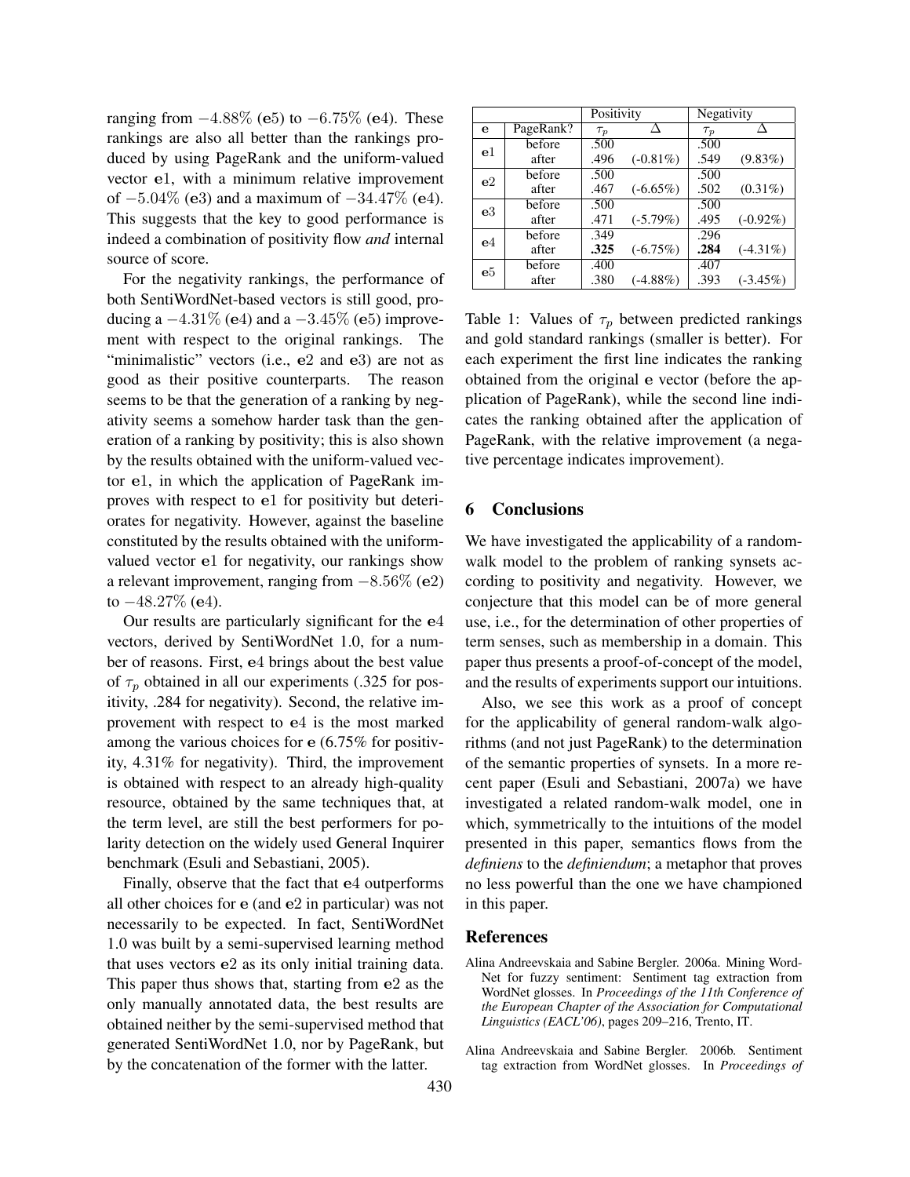ranging from $-4.88\%$ (e5) to $-6.75\%$ (e4). These rankings are also all better than the rankings produced by using PageRank and the uniform-valued vector e1, with a minimum relative improvement of $-5.04\%$ (e3) and a maximum of $-34.47\%$ (e4). This suggests that the key to good performance is indeed a combination of positivity flow *and* internal source of score.

For the negativity rankings, the performance of both SentiWordNet-based vectors is still good, producing a $-4.31\%$ (e4) and a $-3.45\%$ (e5) improvement with respect to the original rankings. The "minimalistic" vectors (i.e., e2 and e3) are not as good as their positive counterparts. The reason seems to be that the generation of a ranking by negativity seems a somehow harder task than the generation of a ranking by positivity; this is also shown by the results obtained with the uniform-valued vector e1, in which the application of PageRank improves with respect to e1 for positivity but deteriorates for negativity. However, against the baseline constituted by the results obtained with the uniform-valued vector e1 for negativity, our rankings show a relevant improvement, ranging from $-8.56\%$ (e2) to $-48.27\%$ (e4).

Our results are particularly significant for the e4 vectors, derived by SentiWordNet 1.0, for a number of reasons. First, e4 brings about the best value of $\tau_p$ obtained in all our experiments (.325 for positivity, .284 for negativity). Second, the relative improvement with respect to e4 is the most marked among the various choices for e (6.75% for positivity, 4.31% for negativity). Third, the improvement is obtained with respect to an already high-quality resource, obtained by the same techniques that, at the term level, are still the best performers for polarity detection on the widely used General Inquirer benchmark (Esuli and Sebastiani, 2005).

Finally, observe that the fact that e4 outperforms all other choices for e (and e2 in particular) was not necessarily to be expected. In fact, SentiWordNet 1.0 was built by a semi-supervised learning method that uses vectors e2 as its only initial training data. This paper thus shows that, starting from e2 as the only manually annotated data, the best results are obtained neither by the semi-supervised method that generated SentiWordNet 1.0, nor by PageRank, but by the concatenation of the former with the latter.

| | | Positivity | | Negativity | |
|---|---|---|---|---|---|
| e | PageRank? | $\tau_p$ | $\Delta$ | $\tau_p$ | $\Delta$ |
| e1 | before | .500 | | .500 | |
| | after | .496 | (-0.81%) | .549 | (9.83%) |
| e2 | before | .500 | | .500 | |
| | after | .467 | (-6.65%) | .502 | (0.31%) |
| e3 | before | .500 | | .500 | |
| | after | .471 | (-5.79%) | .495 | (-0.92%) |
| e4 | before | .349 | | .296 | |
| | after | **.325** | (-6.75%) | **.284** | (-4.31%) |
| e5 | before | .400 | | .407 | |
| | after | .380 | (-4.88%) | .393 | (-3.45%) |

Table 1: Values of $\tau_p$ between predicted rankings and gold standard rankings (smaller is better). For each experiment the first line indicates the ranking obtained from the original e vector (before the application of PageRank), while the second line indicates the ranking obtained after the application of PageRank, with the relative improvement (a negative percentage indicates improvement).

## 6 Conclusions

We have investigated the applicability of a random-walk model to the problem of ranking synsets according to positivity and negativity. However, we conjecture that this model can be of more general use, i.e., for the determination of other properties of term senses, such as membership in a domain. This paper thus presents a proof-of-concept of the model, and the results of experiments support our intuitions.

Also, we see this work as a proof of concept for the applicability of general random-walk algorithms (and not just PageRank) to the determination of the semantic properties of synsets. In a more recent paper (Esuli and Sebastiani, 2007a) we have investigated a related random-walk model, one in which, symmetrically to the intuitions of the model presented in this paper, semantics flows from the *definiens* to the *definiendum*; a metaphor that proves no less powerful than the one we have championed in this paper.

## References

Alina Andreevskaia and Sabine Bergler. 2006a. Mining WordNet for fuzzy sentiment: Sentiment tag extraction from WordNet glosses. In *Proceedings of the 11th Conference of the European Chapter of the Association for Computational Linguistics (EACL'06)*, pages 209–216, Trento, IT.

Alina Andreevskaia and Sabine Bergler. 2006b. Sentiment tag extraction from WordNet glosses. In *Proceedings of*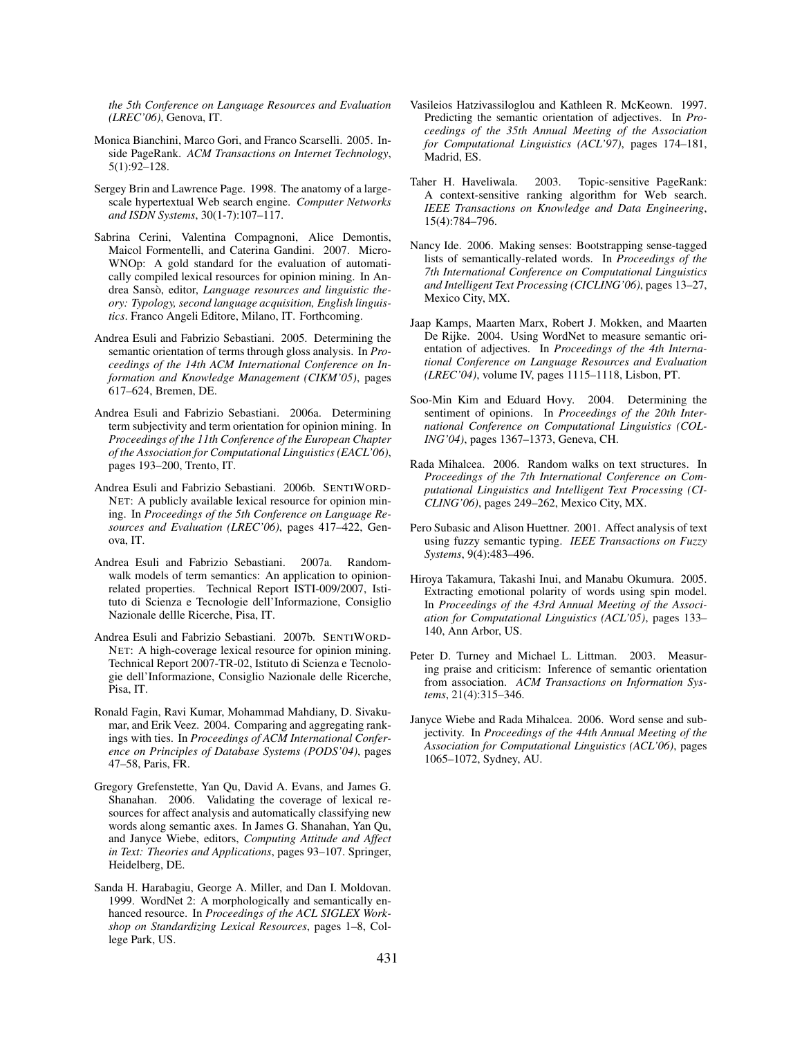the 5th Conference on Language Resources and Evaluation (LREC'06)*, Genova, IT.

Monica Bianchini, Marco Gori, and Franco Scarselli. 2005. Inside PageRank. *ACM Transactions on Internet Technology*, 5(1):92–128.

Sergey Brin and Lawrence Page. 1998. The anatomy of a large-scale hypertextual Web search engine. *Computer Networks and ISDN Systems*, 30(1-7):107–117.

Sabrina Cerini, Valentina Compagnoni, Alice Demontis, Maicol Formentelli, and Caterina Gandini. 2007. Micro-WNOp: A gold standard for the evaluation of automatically compiled lexical resources for opinion mining. In Andrea Sansò, editor, *Language resources and linguistic theory: Typology, second language acquisition, English linguistics*. Franco Angeli Editore, Milano, IT. Forthcoming.

Andrea Esuli and Fabrizio Sebastiani. 2005. Determining the semantic orientation of terms through gloss analysis. In *Proceedings of the 14th ACM International Conference on Information and Knowledge Management (CIKM'05)*, pages 617–624, Bremen, DE.

Andrea Esuli and Fabrizio Sebastiani. 2006a. Determining term subjectivity and term orientation for opinion mining. In *Proceedings of the 11th Conference of the European Chapter of the Association for Computational Linguistics (EACL'06)*, pages 193–200, Trento, IT.

Andrea Esuli and Fabrizio Sebastiani. 2006b. SENTIWORDNET: A publicly available lexical resource for opinion mining. In *Proceedings of the 5th Conference on Language Resources and Evaluation (LREC'06)*, pages 417–422, Genova, IT.

Andrea Esuli and Fabrizio Sebastiani. 2007a. Random-walk models of term semantics: An application to opinion-related properties. Technical Report ISTI-009/2007, Istituto di Scienza e Tecnologie dell'Informazione, Consiglio Nazionale dellle Ricerche, Pisa, IT.

Andrea Esuli and Fabrizio Sebastiani. 2007b. SENTIWORDNET: A high-coverage lexical resource for opinion mining. Technical Report 2007-TR-02, Istituto di Scienza e Tecnologie dell'Informazione, Consiglio Nazionale delle Ricerche, Pisa, IT.

Ronald Fagin, Ravi Kumar, Mohammad Mahdiany, D. Sivakumar, and Erik Veez. 2004. Comparing and aggregating rankings with ties. In *Proceedings of ACM International Conference on Principles of Database Systems (PODS'04)*, pages 47–58, Paris, FR.

Gregory Grefenstette, Yan Qu, David A. Evans, and James G. Shanahan. 2006. Validating the coverage of lexical resources for affect analysis and automatically classifying new words along semantic axes. In James G. Shanahan, Yan Qu, and Janyce Wiebe, editors, *Computing Attitude and Affect in Text: Theories and Applications*, pages 93–107. Springer, Heidelberg, DE.

Sanda H. Harabagiu, George A. Miller, and Dan I. Moldovan. 1999. WordNet 2: A morphologically and semantically enhanced resource. In *Proceedings of the ACL SIGLEX Workshop on Standardizing Lexical Resources*, pages 1–8, College Park, US.

Vasileios Hatzivassiloglou and Kathleen R. McKeown. 1997. Predicting the semantic orientation of adjectives. In *Proceedings of the 35th Annual Meeting of the Association for Computational Linguistics (ACL'97)*, pages 174–181, Madrid, ES.

Taher H. Haveliwala. 2003. Topic-sensitive PageRank: A context-sensitive ranking algorithm for Web search. *IEEE Transactions on Knowledge and Data Engineering*, 15(4):784–796.

Nancy Ide. 2006. Making senses: Bootstrapping sense-tagged lists of semantically-related words. In *Proceedings of the 7th International Conference on Computational Linguistics and Intelligent Text Processing (CICLING'06)*, pages 13–27, Mexico City, MX.

Jaap Kamps, Maarten Marx, Robert J. Mokken, and Maarten De Rijke. 2004. Using WordNet to measure semantic orientation of adjectives. In *Proceedings of the 4th International Conference on Language Resources and Evaluation (LREC'04)*, volume IV, pages 1115–1118, Lisbon, PT.

Soo-Min Kim and Eduard Hovy. 2004. Determining the sentiment of opinions. In *Proceedings of the 20th International Conference on Computational Linguistics (COLING'04)*, pages 1367–1373, Geneva, CH.

Rada Mihalcea. 2006. Random walks on text structures. In *Proceedings of the 7th International Conference on Computational Linguistics and Intelligent Text Processing (CICLING'06)*, pages 249–262, Mexico City, MX.

Pero Subasic and Alison Huettner. 2001. Affect analysis of text using fuzzy semantic typing. *IEEE Transactions on Fuzzy Systems*, 9(4):483–496.

Hiroya Takamura, Takashi Inui, and Manabu Okumura. 2005. Extracting emotional polarity of words using spin model. In *Proceedings of the 43rd Annual Meeting of the Association for Computational Linguistics (ACL'05)*, pages 133–140, Ann Arbor, US.

Peter D. Turney and Michael L. Littman. 2003. Measuring praise and criticism: Inference of semantic orientation from association. *ACM Transactions on Information Systems*, 21(4):315–346.

Janyce Wiebe and Rada Mihalcea. 2006. Word sense and subjectivity. In *Proceedings of the 44th Annual Meeting of the Association for Computational Linguistics (ACL'06)*, pages 1065–1072, Sydney, AU.